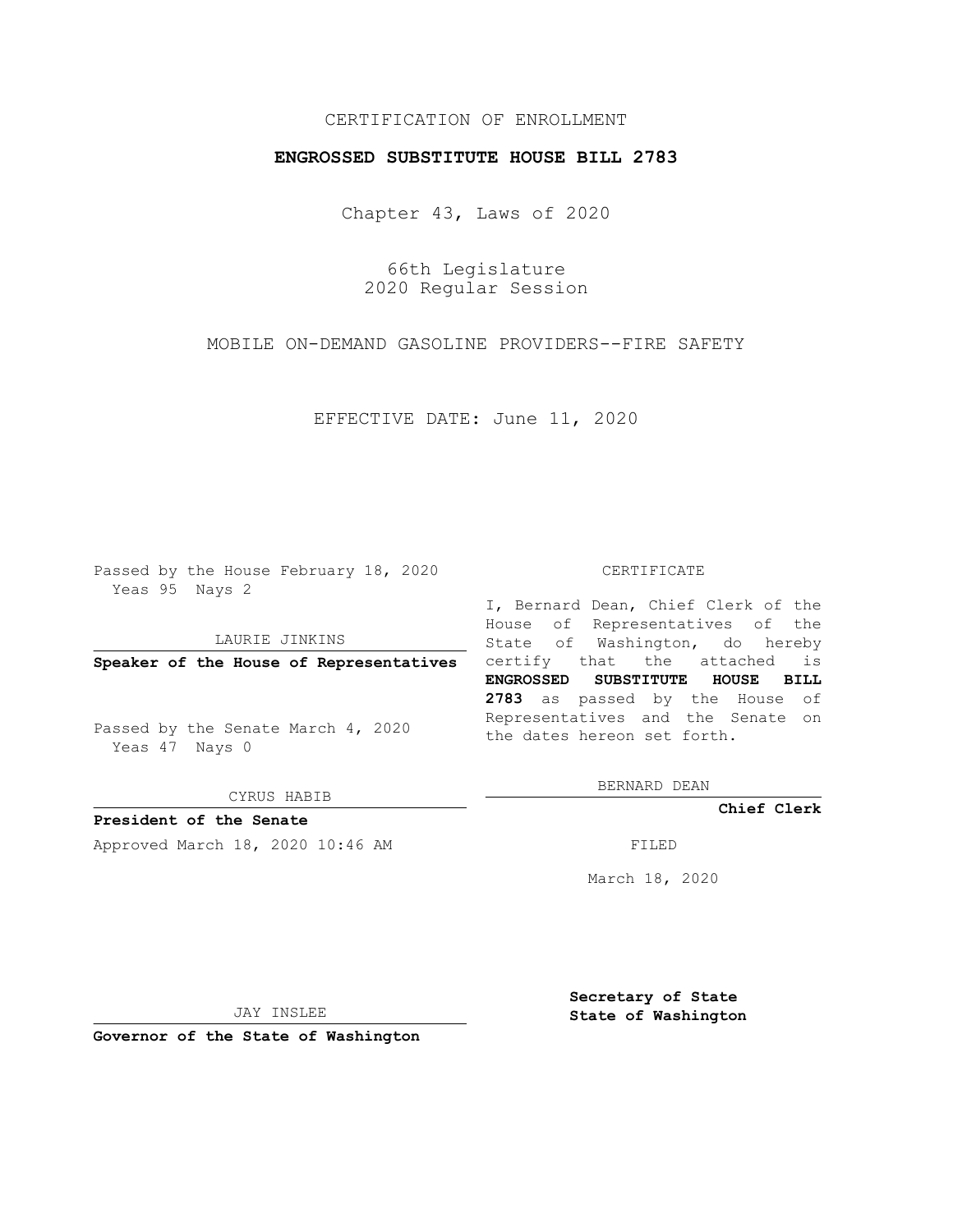CERTIFICATION OF ENROLLMENT

**ENGROSSED SUBSTITUTE HOUSE BILL 2783**

Chapter 43, Laws of 2020

66th Legislature
2020 Regular Session

MOBILE ON-DEMAND GASOLINE PROVIDERS--FIRE SAFETY

EFFECTIVE DATE: June 11, 2020

Passed by the House February 18, 2020
Yeas 95 Nays 2

LAURIE JINKINS

**Speaker of the House of Representatives**

Passed by the Senate March 4, 2020
Yeas 47 Nays 0

CYRUS HABIB

**President of the Senate**

Approved March 18, 2020 10:46 AM

JAY INSLEE

**Governor of the State of Washington**

CERTIFICATE

I, Bernard Dean, Chief Clerk of the House of Representatives of the State of Washington, do hereby certify that the attached is **ENGROSSED SUBSTITUTE HOUSE BILL 2783** as passed by the House of Representatives and the Senate on the dates hereon set forth.

BERNARD DEAN

**Chief Clerk**

FILED

March 18, 2020

**Secretary of State**
**State of Washington**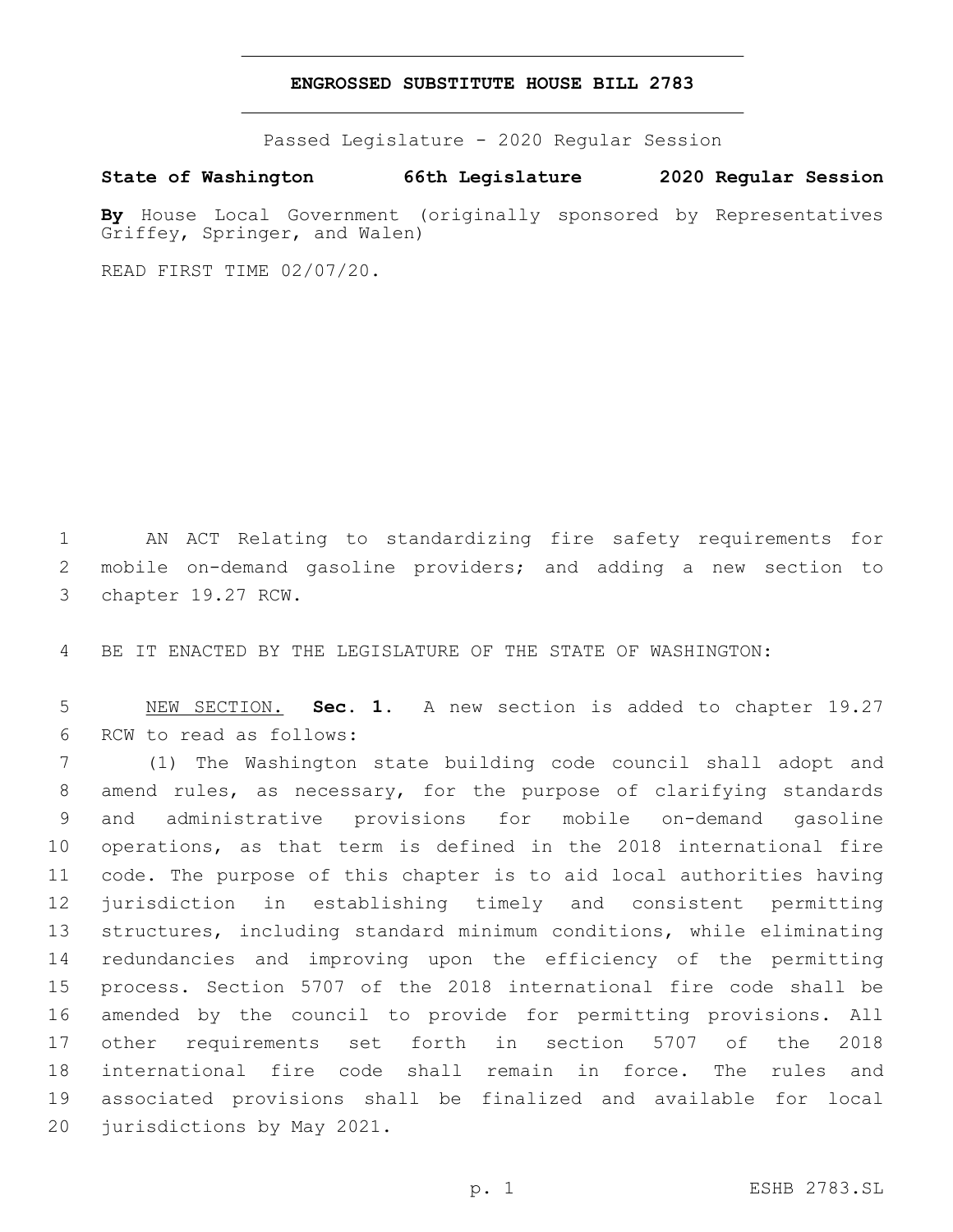# ENGROSSED SUBSTITUTE HOUSE BILL 2783

Passed Legislature - 2020 Regular Session

**State of Washington 66th Legislature 2020 Regular Session**

**By** House Local Government (originally sponsored by Representatives Griffey, Springer, and Walen)

READ FIRST TIME 02/07/20.

AN ACT Relating to standardizing fire safety requirements for mobile on-demand gasoline providers; and adding a new section to chapter 19.27 RCW.

BE IT ENACTED BY THE LEGISLATURE OF THE STATE OF WASHINGTON:

NEW SECTION. **Sec. 1.** A new section is added to chapter 19.27 RCW to read as follows:

(1) The Washington state building code council shall adopt and amend rules, as necessary, for the purpose of clarifying standards and administrative provisions for mobile on-demand gasoline operations, as that term is defined in the 2018 international fire code. The purpose of this chapter is to aid local authorities having jurisdiction in establishing timely and consistent permitting structures, including standard minimum conditions, while eliminating redundancies and improving upon the efficiency of the permitting process. Section 5707 of the 2018 international fire code shall be amended by the council to provide for permitting provisions. All other requirements set forth in section 5707 of the 2018 international fire code shall remain in force. The rules and associated provisions shall be finalized and available for local jurisdictions by May 2021.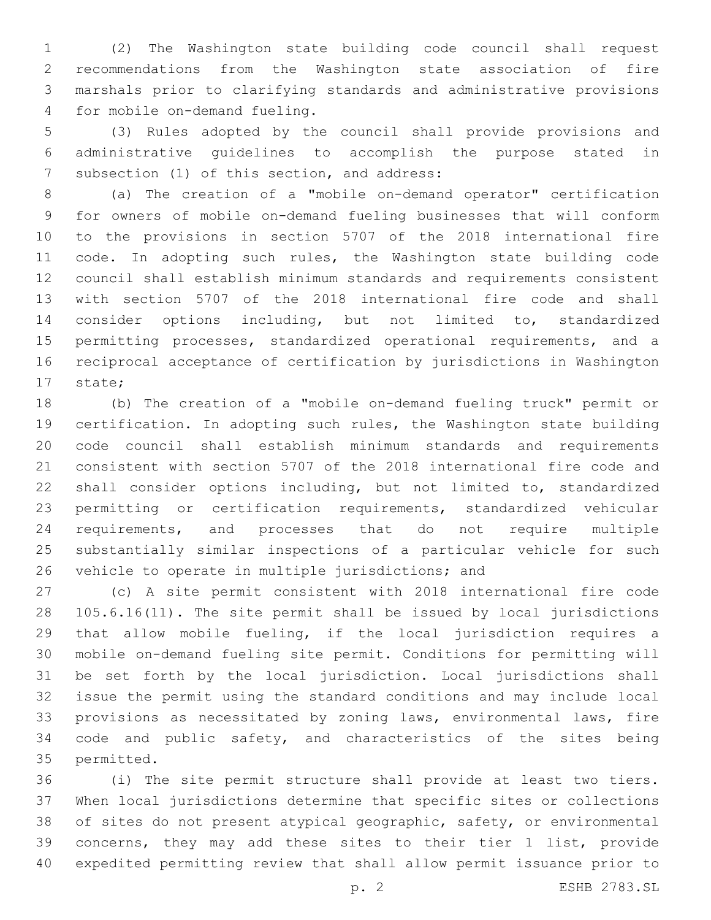(2) The Washington state building code council shall request recommendations from the Washington state association of fire marshals prior to clarifying standards and administrative provisions for mobile on-demand fueling.

(3) Rules adopted by the council shall provide provisions and administrative guidelines to accomplish the purpose stated in subsection (1) of this section, and address:

(a) The creation of a "mobile on-demand operator" certification for owners of mobile on-demand fueling businesses that will conform to the provisions in section 5707 of the 2018 international fire code. In adopting such rules, the Washington state building code council shall establish minimum standards and requirements consistent with section 5707 of the 2018 international fire code and shall consider options including, but not limited to, standardized permitting processes, standardized operational requirements, and a reciprocal acceptance of certification by jurisdictions in Washington state;

(b) The creation of a "mobile on-demand fueling truck" permit or certification. In adopting such rules, the Washington state building code council shall establish minimum standards and requirements consistent with section 5707 of the 2018 international fire code and shall consider options including, but not limited to, standardized permitting or certification requirements, standardized vehicular requirements, and processes that do not require multiple substantially similar inspections of a particular vehicle for such vehicle to operate in multiple jurisdictions; and

(c) A site permit consistent with 2018 international fire code 105.6.16(11). The site permit shall be issued by local jurisdictions that allow mobile fueling, if the local jurisdiction requires a mobile on-demand fueling site permit. Conditions for permitting will be set forth by the local jurisdiction. Local jurisdictions shall issue the permit using the standard conditions and may include local provisions as necessitated by zoning laws, environmental laws, fire code and public safety, and characteristics of the sites being permitted.

(i) The site permit structure shall provide at least two tiers. When local jurisdictions determine that specific sites or collections of sites do not present atypical geographic, safety, or environmental concerns, they may add these sites to their tier 1 list, provide expedited permitting review that shall allow permit issuance prior to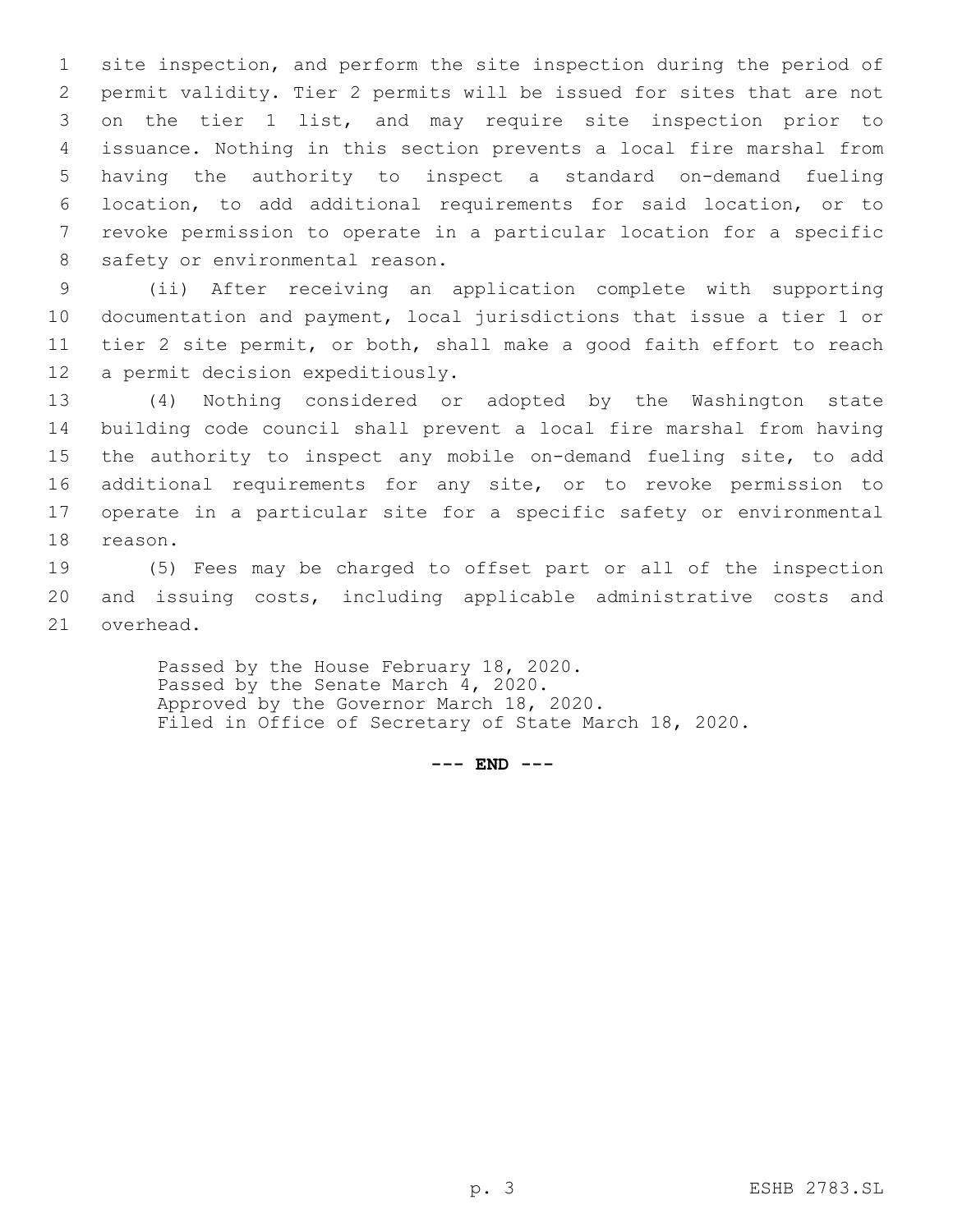site inspection, and perform the site inspection during the period of permit validity. Tier 2 permits will be issued for sites that are not on the tier 1 list, and may require site inspection prior to issuance. Nothing in this section prevents a local fire marshal from having the authority to inspect a standard on-demand fueling location, to add additional requirements for said location, or to revoke permission to operate in a particular location for a specific safety or environmental reason.

(ii) After receiving an application complete with supporting documentation and payment, local jurisdictions that issue a tier 1 or tier 2 site permit, or both, shall make a good faith effort to reach a permit decision expeditiously.

(4) Nothing considered or adopted by the Washington state building code council shall prevent a local fire marshal from having the authority to inspect any mobile on-demand fueling site, to add additional requirements for any site, or to revoke permission to operate in a particular site for a specific safety or environmental reason.

(5) Fees may be charged to offset part or all of the inspection and issuing costs, including applicable administrative costs and overhead.

Passed by the House February 18, 2020.
Passed by the Senate March 4, 2020.
Approved by the Governor March 18, 2020.
Filed in Office of Secretary of State March 18, 2020.

--- END ---